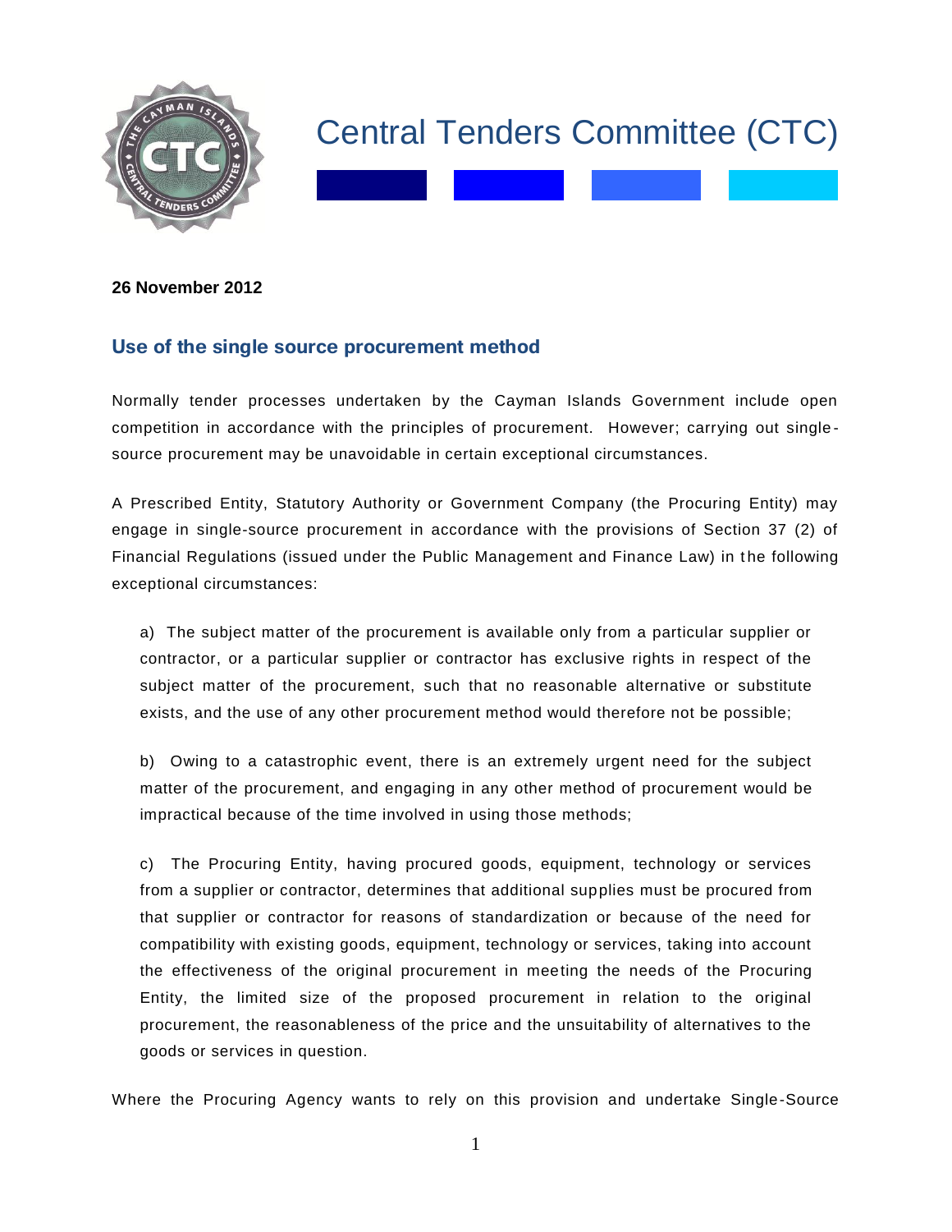# Central Tenders Committee (CTC)

**26 November 2012**

## Use of the single source procurement method

Normally tender processes undertaken by the Cayman Islands Government include open competition in accordance with the principles of procurement. However; carrying out single-source procurement may be unavoidable in certain exceptional circumstances.

A Prescribed Entity, Statutory Authority or Government Company (the Procuring Entity) may engage in single-source procurement in accordance with the provisions of Section 37 (2) of Financial Regulations (issued under the Public Management and Finance Law) in the following exceptional circumstances:

a) The subject matter of the procurement is available only from a particular supplier or contractor, or a particular supplier or contractor has exclusive rights in respect of the subject matter of the procurement, such that no reasonable alternative or substitute exists, and the use of any other procurement method would therefore not be possible;

b) Owing to a catastrophic event, there is an extremely urgent need for the subject matter of the procurement, and engaging in any other method of procurement would be impractical because of the time involved in using those methods;

c) The Procuring Entity, having procured goods, equipment, technology or services from a supplier or contractor, determines that additional supplies must be procured from that supplier or contractor for reasons of standardization or because of the need for compatibility with existing goods, equipment, technology or services, taking into account the effectiveness of the original procurement in meeting the needs of the Procuring Entity, the limited size of the proposed procurement in relation to the original procurement, the reasonableness of the price and the unsuitability of alternatives to the goods or services in question.

Where the Procuring Agency wants to rely on this provision and undertake Single-Source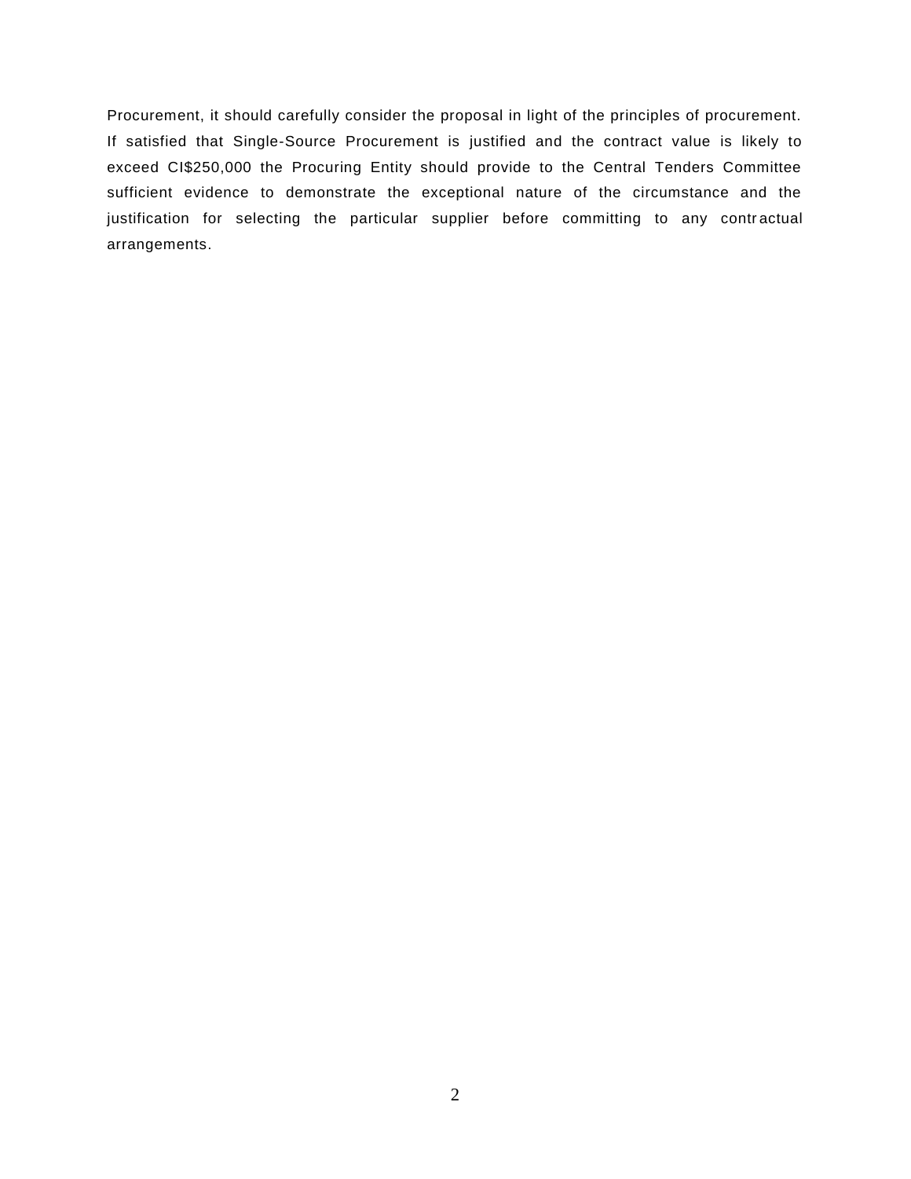Procurement, it should carefully consider the proposal in light of the principles of procurement. If satisfied that Single-Source Procurement is justified and the contract value is likely to exceed CI$250,000 the Procuring Entity should provide to the Central Tenders Committee sufficient evidence to demonstrate the exceptional nature of the circumstance and the justification for selecting the particular supplier before committing to any contractual arrangements.